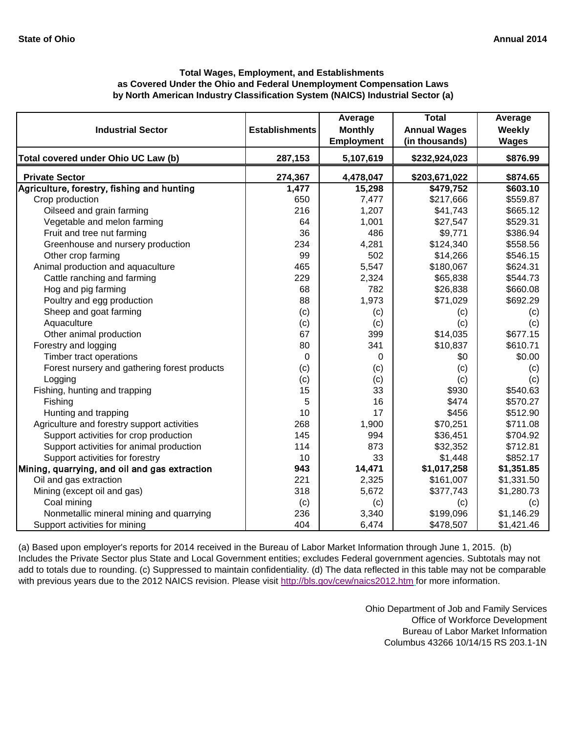**State of Ohio** **Annual 2014**

## Total Wages, Employment, and Establishments as Covered Under the Ohio and Federal Unemployment Compensation Laws by North American Industry Classification System (NAICS) Industrial Sector (a)

| Industrial Sector | Establishments | Average Monthly Employment | Total Annual Wages (in thousands) | Average Weekly Wages |
|---|---|---|---|---|
| **Total covered under Ohio UC Law (b)** | **287,153** | **5,107,619** | **$232,924,023** | **$876.99** |
| **Private Sector** | **274,367** | **4,478,047** | **$203,671,022** | **$874.65** |
| **Agriculture, forestry, fishing and hunting** | **1,477** | **15,298** | **$479,752** | **$603.10** |
| Crop production | 650 | 7,477 | $217,666 | $559.87 |
| Oilseed and grain farming | 216 | 1,207 | $41,743 | $665.12 |
| Vegetable and melon farming | 64 | 1,001 | $27,547 | $529.31 |
| Fruit and tree nut farming | 36 | 486 | $9,771 | $386.94 |
| Greenhouse and nursery production | 234 | 4,281 | $124,340 | $558.56 |
| Other crop farming | 99 | 502 | $14,266 | $546.15 |
| Animal production and aquaculture | 465 | 5,547 | $180,067 | $624.31 |
| Cattle ranching and farming | 229 | 2,324 | $65,838 | $544.73 |
| Hog and pig farming | 68 | 782 | $26,838 | $660.08 |
| Poultry and egg production | 88 | 1,973 | $71,029 | $692.29 |
| Sheep and goat farming | (c) | (c) | (c) | (c) |
| Aquaculture | (c) | (c) | (c) | (c) |
| Other animal production | 67 | 399 | $14,035 | $677.15 |
| Forestry and logging | 80 | 341 | $10,837 | $610.71 |
| Timber tract operations | 0 | 0 | $0 | $0.00 |
| Forest nursery and gathering forest products | (c) | (c) | (c) | (c) |
| Logging | (c) | (c) | (c) | (c) |
| Fishing, hunting and trapping | 15 | 33 | $930 | $540.63 |
| Fishing | 5 | 16 | $474 | $570.27 |
| Hunting and trapping | 10 | 17 | $456 | $512.90 |
| Agriculture and forestry support activities | 268 | 1,900 | $70,251 | $711.08 |
| Support activities for crop production | 145 | 994 | $36,451 | $704.92 |
| Support activities for animal production | 114 | 873 | $32,352 | $712.81 |
| Support activities for forestry | 10 | 33 | $1,448 | $852.17 |
| **Mining, quarrying, and oil and gas extraction** | **943** | **14,471** | **$1,017,258** | **$1,351.85** |
| Oil and gas extraction | 221 | 2,325 | $161,007 | $1,331.50 |
| Mining (except oil and gas) | 318 | 5,672 | $377,743 | $1,280.73 |
| Coal mining | (c) | (c) | (c) | (c) |
| Nonmetallic mineral mining and quarrying | 236 | 3,340 | $199,096 | $1,146.29 |
| Support activities for mining | 404 | 6,474 | $478,507 | $1,421.46 |

(a) Based upon employer's reports for 2014 received in the Bureau of Labor Market Information through June 1, 2015. (b) Includes the Private Sector plus State and Local Government entities; excludes Federal government agencies. Subtotals may not add to totals due to rounding. (c) Suppressed to maintain confidentiality. (d) The data reflected in this table may not be comparable with previous years due to the 2012 NAICS revision. Please visit http://bls.gov/cew/naics2012.htm for more information.

Ohio Department of Job and Family Services
Office of Workforce Development
Bureau of Labor Market Information
Columbus 43266 10/14/15 RS 203.1-1N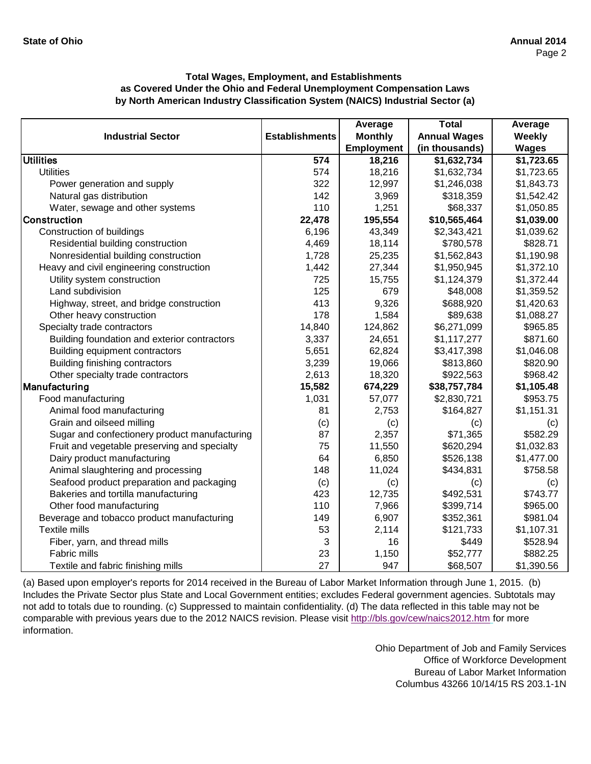**Total Wages, Employment, and Establishments as Covered Under the Ohio and Federal Unemployment Compensation Laws by North American Industry Classification System (NAICS) Industrial Sector (a)**

| Industrial Sector | Establishments | Average Monthly Employment | Total Annual Wages (in thousands) | Average Weekly Wages |
|---|---|---|---|---|
| **Utilities** | **574** | **18,216** | **$1,632,734** | **$1,723.65** |
| Utilities | 574 | 18,216 | $1,632,734 | $1,723.65 |
| Power generation and supply | 322 | 12,997 | $1,246,038 | $1,843.73 |
| Natural gas distribution | 142 | 3,969 | $318,359 | $1,542.42 |
| Water, sewage and other systems | 110 | 1,251 | $68,337 | $1,050.85 |
| **Construction** | **22,478** | **195,554** | **$10,565,464** | **$1,039.00** |
| Construction of buildings | 6,196 | 43,349 | $2,343,421 | $1,039.62 |
| Residential building construction | 4,469 | 18,114 | $780,578 | $828.71 |
| Nonresidential building construction | 1,728 | 25,235 | $1,562,843 | $1,190.98 |
| Heavy and civil engineering construction | 1,442 | 27,344 | $1,950,945 | $1,372.10 |
| Utility system construction | 725 | 15,755 | $1,124,379 | $1,372.44 |
| Land subdivision | 125 | 679 | $48,008 | $1,359.52 |
| Highway, street, and bridge construction | 413 | 9,326 | $688,920 | $1,420.63 |
| Other heavy construction | 178 | 1,584 | $89,638 | $1,088.27 |
| Specialty trade contractors | 14,840 | 124,862 | $6,271,099 | $965.85 |
| Building foundation and exterior contractors | 3,337 | 24,651 | $1,117,277 | $871.60 |
| Building equipment contractors | 5,651 | 62,824 | $3,417,398 | $1,046.08 |
| Building finishing contractors | 3,239 | 19,066 | $813,860 | $820.90 |
| Other specialty trade contractors | 2,613 | 18,320 | $922,563 | $968.42 |
| **Manufacturing** | **15,582** | **674,229** | **$38,757,784** | **$1,105.48** |
| Food manufacturing | 1,031 | 57,077 | $2,830,721 | $953.75 |
| Animal food manufacturing | 81 | 2,753 | $164,827 | $1,151.31 |
| Grain and oilseed milling | (c) | (c) | (c) | (c) |
| Sugar and confectionery product manufacturing | 87 | 2,357 | $71,365 | $582.29 |
| Fruit and vegetable preserving and specialty | 75 | 11,550 | $620,294 | $1,032.83 |
| Dairy product manufacturing | 64 | 6,850 | $526,138 | $1,477.00 |
| Animal slaughtering and processing | 148 | 11,024 | $434,831 | $758.58 |
| Seafood product preparation and packaging | (c) | (c) | (c) | (c) |
| Bakeries and tortilla manufacturing | 423 | 12,735 | $492,531 | $743.77 |
| Other food manufacturing | 110 | 7,966 | $399,714 | $965.00 |
| Beverage and tobacco product manufacturing | 149 | 6,907 | $352,361 | $981.04 |
| Textile mills | 53 | 2,114 | $121,733 | $1,107.31 |
| Fiber, yarn, and thread mills | 3 | 16 | $449 | $528.94 |
| Fabric mills | 23 | 1,150 | $52,777 | $882.25 |
| Textile and fabric finishing mills | 27 | 947 | $68,507 | $1,390.56 |

(a) Based upon employer's reports for 2014 received in the Bureau of Labor Market Information through June 1, 2015. (b) Includes the Private Sector plus State and Local Government entities; excludes Federal government agencies. Subtotals may not add to totals due to rounding. (c) Suppressed to maintain confidentiality. (d) The data reflected in this table may not be comparable with previous years due to the 2012 NAICS revision. Please visit http://bls.gov/cew/naics2012.htm for more information.

Ohio Department of Job and Family Services
Office of Workforce Development
Bureau of Labor Market Information
Columbus 43266 10/14/15 RS 203.1-1N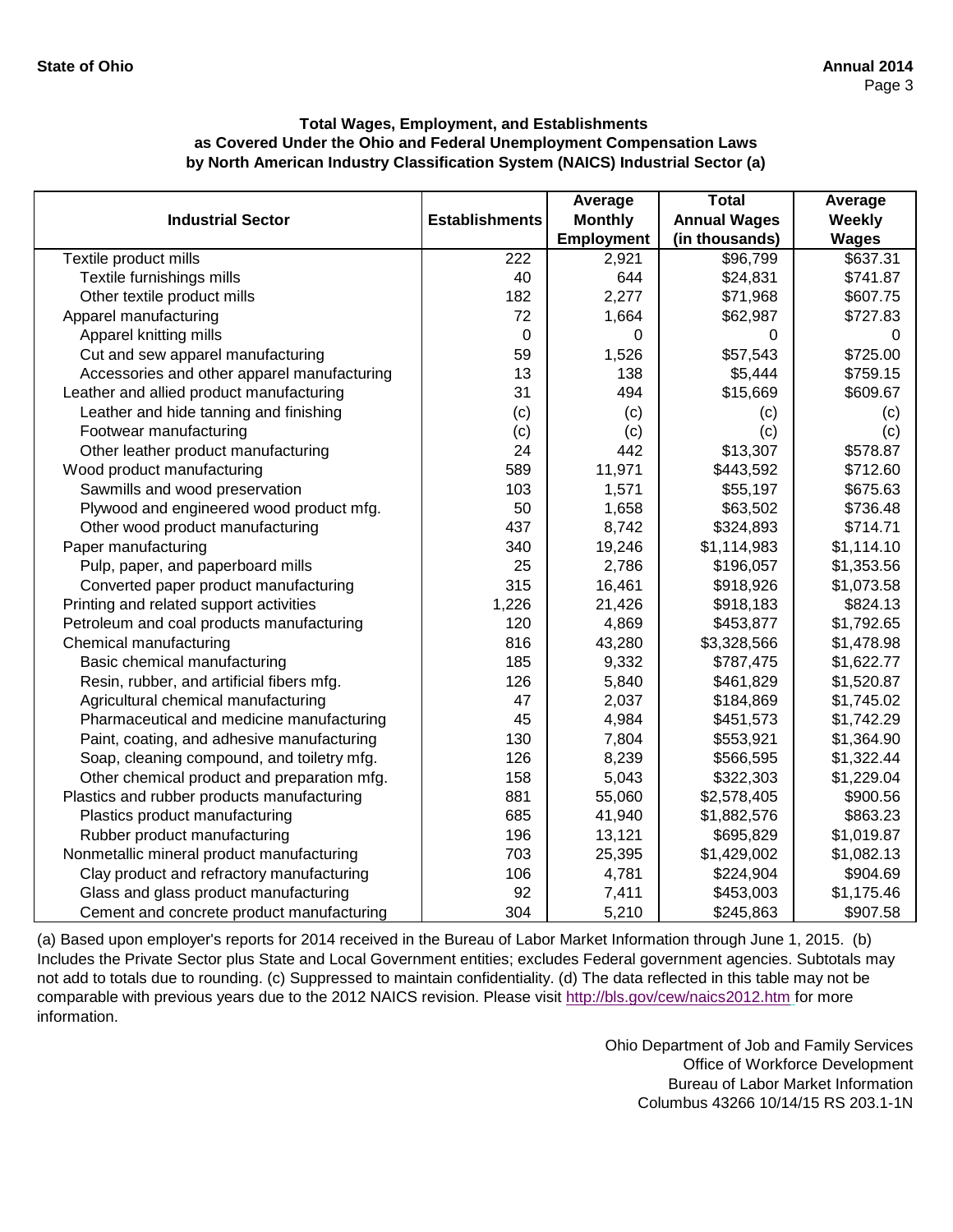### Total Wages, Employment, and Establishments as Covered Under the Ohio and Federal Unemployment Compensation Laws by North American Industry Classification System (NAICS) Industrial Sector (a)

| Industrial Sector | Establishments | Average Monthly Employment | Total Annual Wages (in thousands) | Average Weekly Wages |
|---|---|---|---|---|
| Textile product mills | 222 | 2,921 | $96,799 | $637.31 |
| Textile furnishings mills | 40 | 644 | $24,831 | $741.87 |
| Other textile product mills | 182 | 2,277 | $71,968 | $607.75 |
| Apparel manufacturing | 72 | 1,664 | $62,987 | $727.83 |
| Apparel knitting mills | 0 | 0 | 0 | 0 |
| Cut and sew apparel manufacturing | 59 | 1,526 | $57,543 | $725.00 |
| Accessories and other apparel manufacturing | 13 | 138 | $5,444 | $759.15 |
| Leather and allied product manufacturing | 31 | 494 | $15,669 | $609.67 |
| Leather and hide tanning and finishing | (c) | (c) | (c) | (c) |
| Footwear manufacturing | (c) | (c) | (c) | (c) |
| Other leather product manufacturing | 24 | 442 | $13,307 | $578.87 |
| Wood product manufacturing | 589 | 11,971 | $443,592 | $712.60 |
| Sawmills and wood preservation | 103 | 1,571 | $55,197 | $675.63 |
| Plywood and engineered wood product mfg. | 50 | 1,658 | $63,502 | $736.48 |
| Other wood product manufacturing | 437 | 8,742 | $324,893 | $714.71 |
| Paper manufacturing | 340 | 19,246 | $1,114,983 | $1,114.10 |
| Pulp, paper, and paperboard mills | 25 | 2,786 | $196,057 | $1,353.56 |
| Converted paper product manufacturing | 315 | 16,461 | $918,926 | $1,073.58 |
| Printing and related support activities | 1,226 | 21,426 | $918,183 | $824.13 |
| Petroleum and coal products manufacturing | 120 | 4,869 | $453,877 | $1,792.65 |
| Chemical manufacturing | 816 | 43,280 | $3,328,566 | $1,478.98 |
| Basic chemical manufacturing | 185 | 9,332 | $787,475 | $1,622.77 |
| Resin, rubber, and artificial fibers mfg. | 126 | 5,840 | $461,829 | $1,520.87 |
| Agricultural chemical manufacturing | 47 | 2,037 | $184,869 | $1,745.02 |
| Pharmaceutical and medicine manufacturing | 45 | 4,984 | $451,573 | $1,742.29 |
| Paint, coating, and adhesive manufacturing | 130 | 7,804 | $553,921 | $1,364.90 |
| Soap, cleaning compound, and toiletry mfg. | 126 | 8,239 | $566,595 | $1,322.44 |
| Other chemical product and preparation mfg. | 158 | 5,043 | $322,303 | $1,229.04 |
| Plastics and rubber products manufacturing | 881 | 55,060 | $2,578,405 | $900.56 |
| Plastics product manufacturing | 685 | 41,940 | $1,882,576 | $863.23 |
| Rubber product manufacturing | 196 | 13,121 | $695,829 | $1,019.87 |
| Nonmetallic mineral product manufacturing | 703 | 25,395 | $1,429,002 | $1,082.13 |
| Clay product and refractory manufacturing | 106 | 4,781 | $224,904 | $904.69 |
| Glass and glass product manufacturing | 92 | 7,411 | $453,003 | $1,175.46 |
| Cement and concrete product manufacturing | 304 | 5,210 | $245,863 | $907.58 |

(a) Based upon employer's reports for 2014 received in the Bureau of Labor Market Information through June 1, 2015. (b) Includes the Private Sector plus State and Local Government entities; excludes Federal government agencies. Subtotals may not add to totals due to rounding. (c) Suppressed to maintain confidentiality. (d) The data reflected in this table may not be comparable with previous years due to the 2012 NAICS revision. Please visit http://bls.gov/cew/naics2012.htm for more information.

Ohio Department of Job and Family Services
Office of Workforce Development
Bureau of Labor Market Information
Columbus 43266 10/14/15 RS 203.1-1N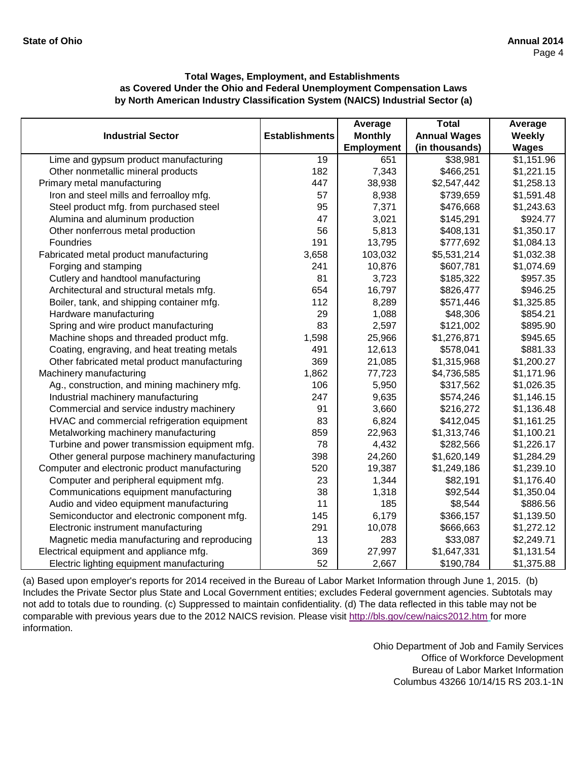**Total Wages, Employment, and Establishments as Covered Under the Ohio and Federal Unemployment Compensation Laws by North American Industry Classification System (NAICS) Industrial Sector (a)**

| Industrial Sector | Establishments | Average Monthly Employment | Total Annual Wages (in thousands) | Average Weekly Wages |
|---|---|---|---|---|
| Lime and gypsum product manufacturing | 19 | 651 | $38,981 | $1,151.96 |
| Other nonmetallic mineral products | 182 | 7,343 | $466,251 | $1,221.15 |
| Primary metal manufacturing | 447 | 38,938 | $2,547,442 | $1,258.13 |
| Iron and steel mills and ferroalloy mfg. | 57 | 8,938 | $739,659 | $1,591.48 |
| Steel product mfg. from purchased steel | 95 | 7,371 | $476,668 | $1,243.63 |
| Alumina and aluminum production | 47 | 3,021 | $145,291 | $924.77 |
| Other nonferrous metal production | 56 | 5,813 | $408,131 | $1,350.17 |
| Foundries | 191 | 13,795 | $777,692 | $1,084.13 |
| Fabricated metal product manufacturing | 3,658 | 103,032 | $5,531,214 | $1,032.38 |
| Forging and stamping | 241 | 10,876 | $607,781 | $1,074.69 |
| Cutlery and handtool manufacturing | 81 | 3,723 | $185,322 | $957.35 |
| Architectural and structural metals mfg. | 654 | 16,797 | $826,477 | $946.25 |
| Boiler, tank, and shipping container mfg. | 112 | 8,289 | $571,446 | $1,325.85 |
| Hardware manufacturing | 29 | 1,088 | $48,306 | $854.21 |
| Spring and wire product manufacturing | 83 | 2,597 | $121,002 | $895.90 |
| Machine shops and threaded product mfg. | 1,598 | 25,966 | $1,276,871 | $945.65 |
| Coating, engraving, and heat treating metals | 491 | 12,613 | $578,041 | $881.33 |
| Other fabricated metal product manufacturing | 369 | 21,085 | $1,315,968 | $1,200.27 |
| Machinery manufacturing | 1,862 | 77,723 | $4,736,585 | $1,171.96 |
| Ag., construction, and mining machinery mfg. | 106 | 5,950 | $317,562 | $1,026.35 |
| Industrial machinery manufacturing | 247 | 9,635 | $574,246 | $1,146.15 |
| Commercial and service industry machinery | 91 | 3,660 | $216,272 | $1,136.48 |
| HVAC and commercial refrigeration equipment | 83 | 6,824 | $412,045 | $1,161.25 |
| Metalworking machinery manufacturing | 859 | 22,963 | $1,313,746 | $1,100.21 |
| Turbine and power transmission equipment mfg. | 78 | 4,432 | $282,566 | $1,226.17 |
| Other general purpose machinery manufacturing | 398 | 24,260 | $1,620,149 | $1,284.29 |
| Computer and electronic product manufacturing | 520 | 19,387 | $1,249,186 | $1,239.10 |
| Computer and peripheral equipment mfg. | 23 | 1,344 | $82,191 | $1,176.40 |
| Communications equipment manufacturing | 38 | 1,318 | $92,544 | $1,350.04 |
| Audio and video equipment manufacturing | 11 | 185 | $8,544 | $886.56 |
| Semiconductor and electronic component mfg. | 145 | 6,179 | $366,157 | $1,139.50 |
| Electronic instrument manufacturing | 291 | 10,078 | $666,663 | $1,272.12 |
| Magnetic media manufacturing and reproducing | 13 | 283 | $33,087 | $2,249.71 |
| Electrical equipment and appliance mfg. | 369 | 27,997 | $1,647,331 | $1,131.54 |
| Electric lighting equipment manufacturing | 52 | 2,667 | $190,784 | $1,375.88 |

(a) Based upon employer's reports for 2014 received in the Bureau of Labor Market Information through June 1, 2015. (b) Includes the Private Sector plus State and Local Government entities; excludes Federal government agencies. Subtotals may not add to totals due to rounding. (c) Suppressed to maintain confidentiality. (d) The data reflected in this table may not be comparable with previous years due to the 2012 NAICS revision. Please visit http://bls.gov/cew/naics2012.htm for more information.

Ohio Department of Job and Family Services
Office of Workforce Development
Bureau of Labor Market Information
Columbus 43266 10/14/15 RS 203.1-1N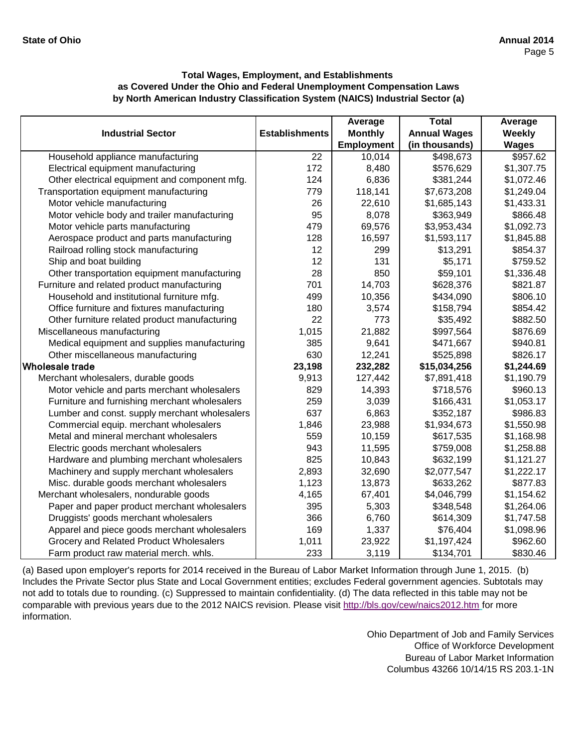### Total Wages, Employment, and Establishments as Covered Under the Ohio and Federal Unemployment Compensation Laws by North American Industry Classification System (NAICS) Industrial Sector (a)

| Industrial Sector | Establishments | Average Monthly Employment | Total Annual Wages (in thousands) | Average Weekly Wages |
|---|---|---|---|---|
| Household appliance manufacturing | 22 | 10,014 | $498,673 | $957.62 |
| Electrical equipment manufacturing | 172 | 8,480 | $576,629 | $1,307.75 |
| Other electrical equipment and component mfg. | 124 | 6,836 | $381,244 | $1,072.46 |
| Transportation equipment manufacturing | 779 | 118,141 | $7,673,208 | $1,249.04 |
| Motor vehicle manufacturing | 26 | 22,610 | $1,685,143 | $1,433.31 |
| Motor vehicle body and trailer manufacturing | 95 | 8,078 | $363,949 | $866.48 |
| Motor vehicle parts manufacturing | 479 | 69,576 | $3,953,434 | $1,092.73 |
| Aerospace product and parts manufacturing | 128 | 16,597 | $1,593,117 | $1,845.88 |
| Railroad rolling stock manufacturing | 12 | 299 | $13,291 | $854.37 |
| Ship and boat building | 12 | 131 | $5,171 | $759.52 |
| Other transportation equipment manufacturing | 28 | 850 | $59,101 | $1,336.48 |
| Furniture and related product manufacturing | 701 | 14,703 | $628,376 | $821.87 |
| Household and institutional furniture mfg. | 499 | 10,356 | $434,090 | $806.10 |
| Office furniture and fixtures manufacturing | 180 | 3,574 | $158,794 | $854.42 |
| Other furniture related product manufacturing | 22 | 773 | $35,492 | $882.50 |
| Miscellaneous manufacturing | 1,015 | 21,882 | $997,564 | $876.69 |
| Medical equipment and supplies manufacturing | 385 | 9,641 | $471,667 | $940.81 |
| Other miscellaneous manufacturing | 630 | 12,241 | $525,898 | $826.17 |
| **Wholesale trade** | **23,198** | **232,282** | **$15,034,256** | **$1,244.69** |
| Merchant wholesalers, durable goods | 9,913 | 127,442 | $7,891,418 | $1,190.79 |
| Motor vehicle and parts merchant wholesalers | 829 | 14,393 | $718,576 | $960.13 |
| Furniture and furnishing merchant wholesalers | 259 | 3,039 | $166,431 | $1,053.17 |
| Lumber and const. supply merchant wholesalers | 637 | 6,863 | $352,187 | $986.83 |
| Commercial equip. merchant wholesalers | 1,846 | 23,988 | $1,934,673 | $1,550.98 |
| Metal and mineral merchant wholesalers | 559 | 10,159 | $617,535 | $1,168.98 |
| Electric goods merchant wholesalers | 943 | 11,595 | $759,008 | $1,258.88 |
| Hardware and plumbing merchant wholesalers | 825 | 10,843 | $632,199 | $1,121.27 |
| Machinery and supply merchant wholesalers | 2,893 | 32,690 | $2,077,547 | $1,222.17 |
| Misc. durable goods merchant wholesalers | 1,123 | 13,873 | $633,262 | $877.83 |
| Merchant wholesalers, nondurable goods | 4,165 | 67,401 | $4,046,799 | $1,154.62 |
| Paper and paper product merchant wholesalers | 395 | 5,303 | $348,548 | $1,264.06 |
| Druggists' goods merchant wholesalers | 366 | 6,760 | $614,309 | $1,747.58 |
| Apparel and piece goods merchant wholesalers | 169 | 1,337 | $76,404 | $1,098.96 |
| Grocery and Related Product Wholesalers | 1,011 | 23,922 | $1,197,424 | $962.60 |
| Farm product raw material merch. whls. | 233 | 3,119 | $134,701 | $830.46 |

(a) Based upon employer's reports for 2014 received in the Bureau of Labor Market Information through June 1, 2015. (b) Includes the Private Sector plus State and Local Government entities; excludes Federal government agencies. Subtotals may not add to totals due to rounding. (c) Suppressed to maintain confidentiality. (d) The data reflected in this table may not be comparable with previous years due to the 2012 NAICS revision. Please visit http://bls.gov/cew/naics2012.htm for more information.

Ohio Department of Job and Family Services
Office of Workforce Development
Bureau of Labor Market Information
Columbus 43266 10/14/15 RS 203.1-1N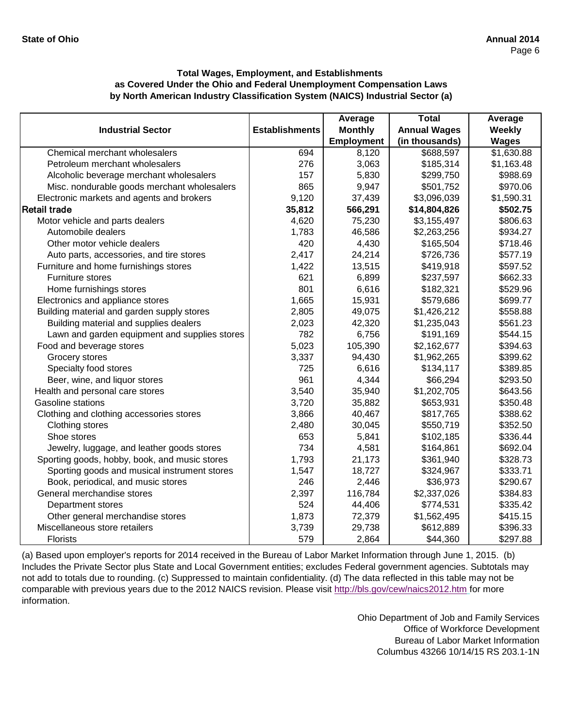**Total Wages, Employment, and Establishments as Covered Under the Ohio and Federal Unemployment Compensation Laws by North American Industry Classification System (NAICS) Industrial Sector (a)**

| Industrial Sector | Establishments | Average Monthly Employment | Total Annual Wages (in thousands) | Average Weekly Wages |
|---|---|---|---|---|
| Chemical merchant wholesalers | 694 | 8,120 | $688,597 | $1,630.88 |
| Petroleum merchant wholesalers | 276 | 3,063 | $185,314 | $1,163.48 |
| Alcoholic beverage merchant wholesalers | 157 | 5,830 | $299,750 | $988.69 |
| Misc. nondurable goods merchant wholesalers | 865 | 9,947 | $501,752 | $970.06 |
| Electronic markets and agents and brokers | 9,120 | 37,439 | $3,096,039 | $1,590.31 |
| **Retail trade** | **35,812** | **566,291** | **$14,804,826** | **$502.75** |
| Motor vehicle and parts dealers | 4,620 | 75,230 | $3,155,497 | $806.63 |
| Automobile dealers | 1,783 | 46,586 | $2,263,256 | $934.27 |
| Other motor vehicle dealers | 420 | 4,430 | $165,504 | $718.46 |
| Auto parts, accessories, and tire stores | 2,417 | 24,214 | $726,736 | $577.19 |
| Furniture and home furnishings stores | 1,422 | 13,515 | $419,918 | $597.52 |
| Furniture stores | 621 | 6,899 | $237,597 | $662.33 |
| Home furnishings stores | 801 | 6,616 | $182,321 | $529.96 |
| Electronics and appliance stores | 1,665 | 15,931 | $579,686 | $699.77 |
| Building material and garden supply stores | 2,805 | 49,075 | $1,426,212 | $558.88 |
| Building material and supplies dealers | 2,023 | 42,320 | $1,235,043 | $561.23 |
| Lawn and garden equipment and supplies stores | 782 | 6,756 | $191,169 | $544.15 |
| Food and beverage stores | 5,023 | 105,390 | $2,162,677 | $394.63 |
| Grocery stores | 3,337 | 94,430 | $1,962,265 | $399.62 |
| Specialty food stores | 725 | 6,616 | $134,117 | $389.85 |
| Beer, wine, and liquor stores | 961 | 4,344 | $66,294 | $293.50 |
| Health and personal care stores | 3,540 | 35,940 | $1,202,705 | $643.56 |
| Gasoline stations | 3,720 | 35,882 | $653,931 | $350.48 |
| Clothing and clothing accessories stores | 3,866 | 40,467 | $817,765 | $388.62 |
| Clothing stores | 2,480 | 30,045 | $550,719 | $352.50 |
| Shoe stores | 653 | 5,841 | $102,185 | $336.44 |
| Jewelry, luggage, and leather goods stores | 734 | 4,581 | $164,861 | $692.04 |
| Sporting goods, hobby, book, and music stores | 1,793 | 21,173 | $361,940 | $328.73 |
| Sporting goods and musical instrument stores | 1,547 | 18,727 | $324,967 | $333.71 |
| Book, periodical, and music stores | 246 | 2,446 | $36,973 | $290.67 |
| General merchandise stores | 2,397 | 116,784 | $2,337,026 | $384.83 |
| Department stores | 524 | 44,406 | $774,531 | $335.42 |
| Other general merchandise stores | 1,873 | 72,379 | $1,562,495 | $415.15 |
| Miscellaneous store retailers | 3,739 | 29,738 | $612,889 | $396.33 |
| Florists | 579 | 2,864 | $44,360 | $297.88 |

(a) Based upon employer's reports for 2014 received in the Bureau of Labor Market Information through June 1, 2015. (b) Includes the Private Sector plus State and Local Government entities; excludes Federal government agencies. Subtotals may not add to totals due to rounding. (c) Suppressed to maintain confidentiality. (d) The data reflected in this table may not be comparable with previous years due to the 2012 NAICS revision. Please visit http://bls.gov/cew/naics2012.htm for more information.

Ohio Department of Job and Family Services
Office of Workforce Development
Bureau of Labor Market Information
Columbus 43266 10/14/15 RS 203.1-1N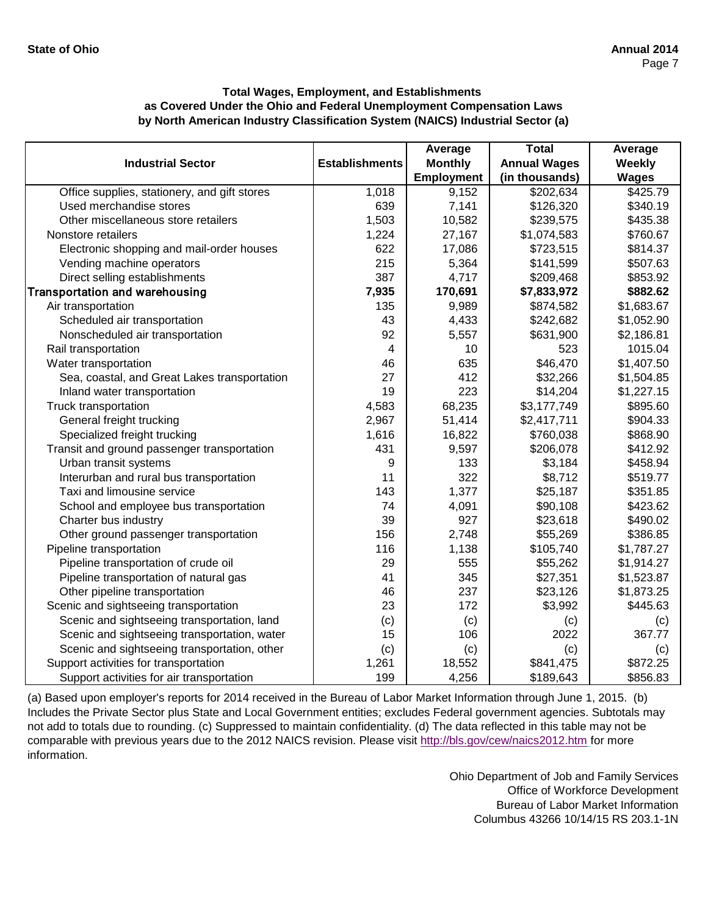**Total Wages, Employment, and Establishments as Covered Under the Ohio and Federal Unemployment Compensation Laws by North American Industry Classification System (NAICS) Industrial Sector (a)**

| Industrial Sector | Establishments | Average Monthly Employment | Total Annual Wages (in thousands) | Average Weekly Wages |
|---|---|---|---|---|
| Office supplies, stationery, and gift stores | 1,018 | 9,152 | $202,634 | $425.79 |
| Used merchandise stores | 639 | 7,141 | $126,320 | $340.19 |
| Other miscellaneous store retailers | 1,503 | 10,582 | $239,575 | $435.38 |
| Nonstore retailers | 1,224 | 27,167 | $1,074,583 | $760.67 |
| Electronic shopping and mail-order houses | 622 | 17,086 | $723,515 | $814.37 |
| Vending machine operators | 215 | 5,364 | $141,599 | $507.63 |
| Direct selling establishments | 387 | 4,717 | $209,468 | $853.92 |
| **Transportation and warehousing** | **7,935** | **170,691** | **$7,833,972** | **$882.62** |
| Air transportation | 135 | 9,989 | $874,582 | $1,683.67 |
| Scheduled air transportation | 43 | 4,433 | $242,682 | $1,052.90 |
| Nonscheduled air transportation | 92 | 5,557 | $631,900 | $2,186.81 |
| Rail transportation | 4 | 10 | 523 | 1015.04 |
| Water transportation | 46 | 635 | $46,470 | $1,407.50 |
| Sea, coastal, and Great Lakes transportation | 27 | 412 | $32,266 | $1,504.85 |
| Inland water transportation | 19 | 223 | $14,204 | $1,227.15 |
| Truck transportation | 4,583 | 68,235 | $3,177,749 | $895.60 |
| General freight trucking | 2,967 | 51,414 | $2,417,711 | $904.33 |
| Specialized freight trucking | 1,616 | 16,822 | $760,038 | $868.90 |
| Transit and ground passenger transportation | 431 | 9,597 | $206,078 | $412.92 |
| Urban transit systems | 9 | 133 | $3,184 | $458.94 |
| Interurban and rural bus transportation | 11 | 322 | $8,712 | $519.77 |
| Taxi and limousine service | 143 | 1,377 | $25,187 | $351.85 |
| School and employee bus transportation | 74 | 4,091 | $90,108 | $423.62 |
| Charter bus industry | 39 | 927 | $23,618 | $490.02 |
| Other ground passenger transportation | 156 | 2,748 | $55,269 | $386.85 |
| Pipeline transportation | 116 | 1,138 | $105,740 | $1,787.27 |
| Pipeline transportation of crude oil | 29 | 555 | $55,262 | $1,914.27 |
| Pipeline transportation of natural gas | 41 | 345 | $27,351 | $1,523.87 |
| Other pipeline transportation | 46 | 237 | $23,126 | $1,873.25 |
| Scenic and sightseeing transportation | 23 | 172 | $3,992 | $445.63 |
| Scenic and sightseeing transportation, land | (c) | (c) | (c) | (c) |
| Scenic and sightseeing transportation, water | 15 | 106 | 2022 | 367.77 |
| Scenic and sightseeing transportation, other | (c) | (c) | (c) | (c) |
| Support activities for transportation | 1,261 | 18,552 | $841,475 | $872.25 |
| Support activities for air transportation | 199 | 4,256 | $189,643 | $856.83 |

(a) Based upon employer's reports for 2014 received in the Bureau of Labor Market Information through June 1, 2015. (b) Includes the Private Sector plus State and Local Government entities; excludes Federal government agencies. Subtotals may not add to totals due to rounding. (c) Suppressed to maintain confidentiality. (d) The data reflected in this table may not be comparable with previous years due to the 2012 NAICS revision. Please visit http://bls.gov/cew/naics2012.htm for more information.

Ohio Department of Job and Family Services
Office of Workforce Development
Bureau of Labor Market Information
Columbus 43266 10/14/15 RS 203.1-1N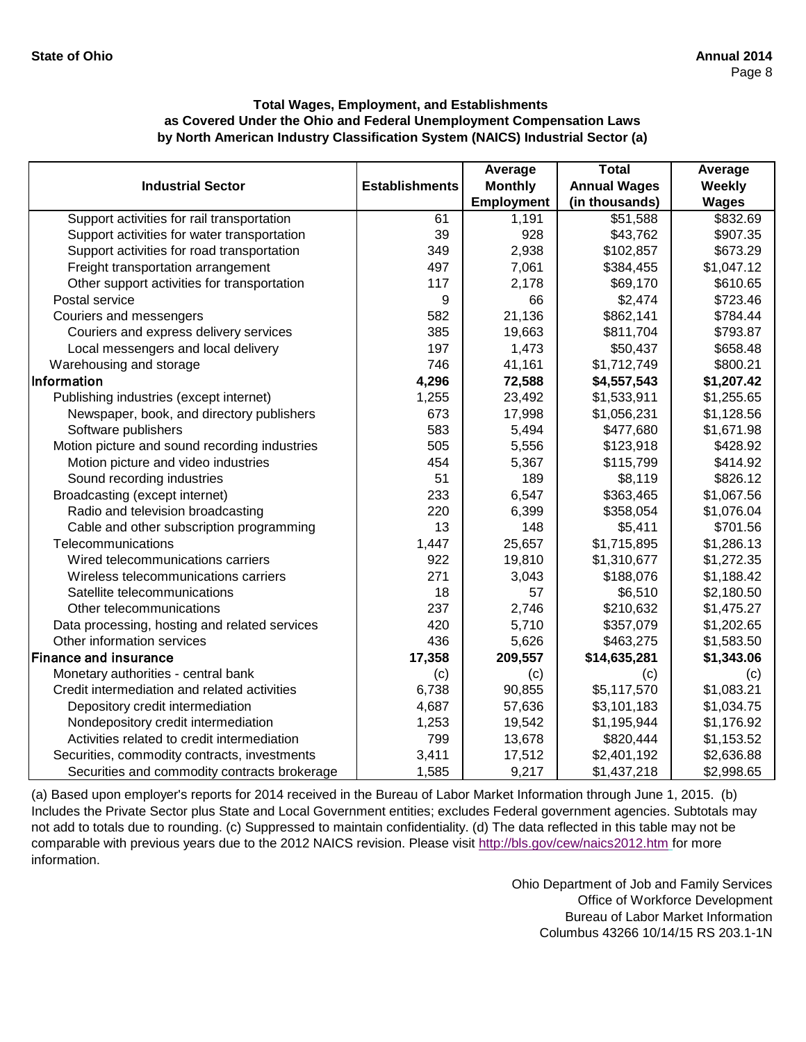**Total Wages, Employment, and Establishments as Covered Under the Ohio and Federal Unemployment Compensation Laws by North American Industry Classification System (NAICS) Industrial Sector (a)**

| Industrial Sector | Establishments | Average Monthly Employment | Total Annual Wages (in thousands) | Average Weekly Wages |
|---|---|---|---|---|
| Support activities for rail transportation | 61 | 1,191 | $51,588 | $832.69 |
| Support activities for water transportation | 39 | 928 | $43,762 | $907.35 |
| Support activities for road transportation | 349 | 2,938 | $102,857 | $673.29 |
| Freight transportation arrangement | 497 | 7,061 | $384,455 | $1,047.12 |
| Other support activities for transportation | 117 | 2,178 | $69,170 | $610.65 |
| Postal service | 9 | 66 | $2,474 | $723.46 |
| Couriers and messengers | 582 | 21,136 | $862,141 | $784.44 |
| Couriers and express delivery services | 385 | 19,663 | $811,704 | $793.87 |
| Local messengers and local delivery | 197 | 1,473 | $50,437 | $658.48 |
| Warehousing and storage | 746 | 41,161 | $1,712,749 | $800.21 |
| **Information** | **4,296** | **72,588** | **$4,557,543** | **$1,207.42** |
| Publishing industries (except internet) | 1,255 | 23,492 | $1,533,911 | $1,255.65 |
| Newspaper, book, and directory publishers | 673 | 17,998 | $1,056,231 | $1,128.56 |
| Software publishers | 583 | 5,494 | $477,680 | $1,671.98 |
| Motion picture and sound recording industries | 505 | 5,556 | $123,918 | $428.92 |
| Motion picture and video industries | 454 | 5,367 | $115,799 | $414.92 |
| Sound recording industries | 51 | 189 | $8,119 | $826.12 |
| Broadcasting (except internet) | 233 | 6,547 | $363,465 | $1,067.56 |
| Radio and television broadcasting | 220 | 6,399 | $358,054 | $1,076.04 |
| Cable and other subscription programming | 13 | 148 | $5,411 | $701.56 |
| Telecommunications | 1,447 | 25,657 | $1,715,895 | $1,286.13 |
| Wired telecommunications carriers | 922 | 19,810 | $1,310,677 | $1,272.35 |
| Wireless telecommunications carriers | 271 | 3,043 | $188,076 | $1,188.42 |
| Satellite telecommunications | 18 | 57 | $6,510 | $2,180.50 |
| Other telecommunications | 237 | 2,746 | $210,632 | $1,475.27 |
| Data processing, hosting and related services | 420 | 5,710 | $357,079 | $1,202.65 |
| Other information services | 436 | 5,626 | $463,275 | $1,583.50 |
| **Finance and insurance** | **17,358** | **209,557** | **$14,635,281** | **$1,343.06** |
| Monetary authorities - central bank | (c) | (c) | (c) | (c) |
| Credit intermediation and related activities | 6,738 | 90,855 | $5,117,570 | $1,083.21 |
| Depository credit intermediation | 4,687 | 57,636 | $3,101,183 | $1,034.75 |
| Nondepository credit intermediation | 1,253 | 19,542 | $1,195,944 | $1,176.92 |
| Activities related to credit intermediation | 799 | 13,678 | $820,444 | $1,153.52 |
| Securities, commodity contracts, investments | 3,411 | 17,512 | $2,401,192 | $2,636.88 |
| Securities and commodity contracts brokerage | 1,585 | 9,217 | $1,437,218 | $2,998.65 |

(a) Based upon employer's reports for 2014 received in the Bureau of Labor Market Information through June 1, 2015. (b) Includes the Private Sector plus State and Local Government entities; excludes Federal government agencies. Subtotals may not add to totals due to rounding. (c) Suppressed to maintain confidentiality. (d) The data reflected in this table may not be comparable with previous years due to the 2012 NAICS revision. Please visit http://bls.gov/cew/naics2012.htm for more information.

Ohio Department of Job and Family Services
Office of Workforce Development
Bureau of Labor Market Information
Columbus 43266 10/14/15 RS 203.1-1N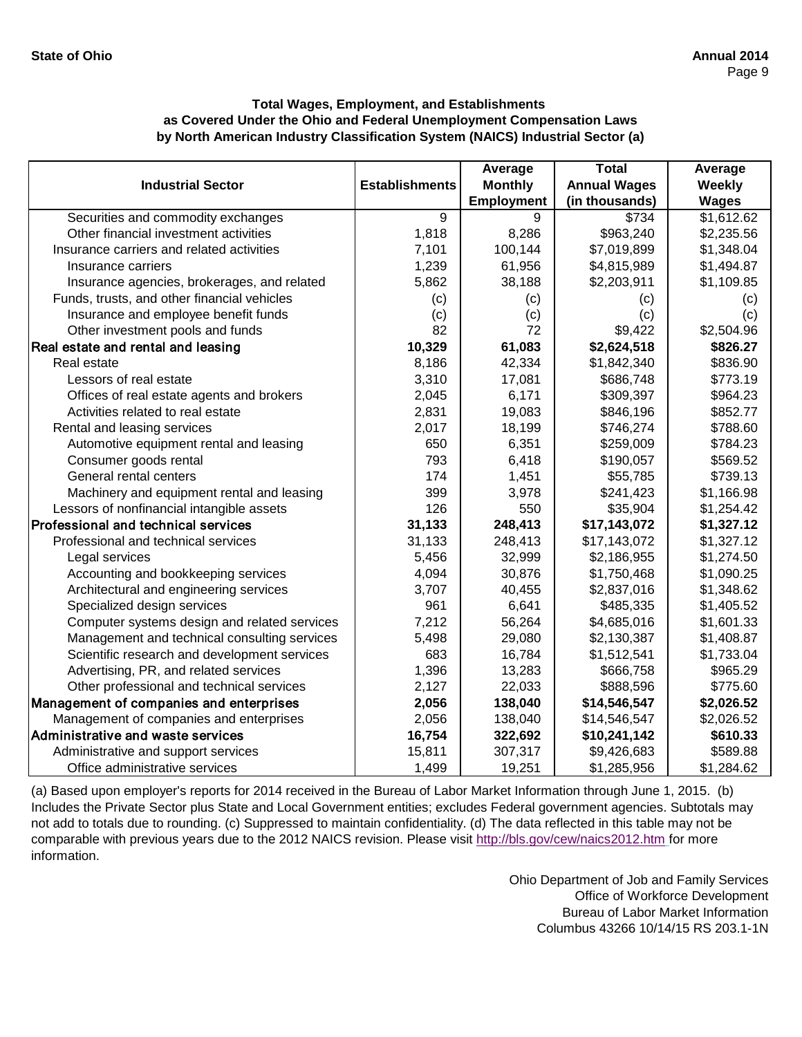**State of Ohio** **Annual 2014**

### Total Wages, Employment, and Establishments as Covered Under the Ohio and Federal Unemployment Compensation Laws by North American Industry Classification System (NAICS) Industrial Sector (a)

| Industrial Sector | Establishments | Average Monthly Employment | Total Annual Wages (in thousands) | Average Weekly Wages |
|---|---|---|---|---|
| Securities and commodity exchanges | 9 | 9 | $734 | $1,612.62 |
| Other financial investment activities | 1,818 | 8,286 | $963,240 | $2,235.56 |
| Insurance carriers and related activities | 7,101 | 100,144 | $7,019,899 | $1,348.04 |
| Insurance carriers | 1,239 | 61,956 | $4,815,989 | $1,494.87 |
| Insurance agencies, brokerages, and related | 5,862 | 38,188 | $2,203,911 | $1,109.85 |
| Funds, trusts, and other financial vehicles | (c) | (c) | (c) | (c) |
| Insurance and employee benefit funds | (c) | (c) | (c) | (c) |
| Other investment pools and funds | 82 | 72 | $9,422 | $2,504.96 |
| **Real estate and rental and leasing** | **10,329** | **61,083** | **$2,624,518** | **$826.27** |
| Real estate | 8,186 | 42,334 | $1,842,340 | $836.90 |
| Lessors of real estate | 3,310 | 17,081 | $686,748 | $773.19 |
| Offices of real estate agents and brokers | 2,045 | 6,171 | $309,397 | $964.23 |
| Activities related to real estate | 2,831 | 19,083 | $846,196 | $852.77 |
| Rental and leasing services | 2,017 | 18,199 | $746,274 | $788.60 |
| Automotive equipment rental and leasing | 650 | 6,351 | $259,009 | $784.23 |
| Consumer goods rental | 793 | 6,418 | $190,057 | $569.52 |
| General rental centers | 174 | 1,451 | $55,785 | $739.13 |
| Machinery and equipment rental and leasing | 399 | 3,978 | $241,423 | $1,166.98 |
| Lessors of nonfinancial intangible assets | 126 | 550 | $35,904 | $1,254.42 |
| **Professional and technical services** | **31,133** | **248,413** | **$17,143,072** | **$1,327.12** |
| Professional and technical services | 31,133 | 248,413 | $17,143,072 | $1,327.12 |
| Legal services | 5,456 | 32,999 | $2,186,955 | $1,274.50 |
| Accounting and bookkeeping services | 4,094 | 30,876 | $1,750,468 | $1,090.25 |
| Architectural and engineering services | 3,707 | 40,455 | $2,837,016 | $1,348.62 |
| Specialized design services | 961 | 6,641 | $485,335 | $1,405.52 |
| Computer systems design and related services | 7,212 | 56,264 | $4,685,016 | $1,601.33 |
| Management and technical consulting services | 5,498 | 29,080 | $2,130,387 | $1,408.87 |
| Scientific research and development services | 683 | 16,784 | $1,512,541 | $1,733.04 |
| Advertising, PR, and related services | 1,396 | 13,283 | $666,758 | $965.29 |
| Other professional and technical services | 2,127 | 22,033 | $888,596 | $775.60 |
| **Management of companies and enterprises** | **2,056** | **138,040** | **$14,546,547** | **$2,026.52** |
| Management of companies and enterprises | 2,056 | 138,040 | $14,546,547 | $2,026.52 |
| **Administrative and waste services** | **16,754** | **322,692** | **$10,241,142** | **$610.33** |
| Administrative and support services | 15,811 | 307,317 | $9,426,683 | $589.88 |
| Office administrative services | 1,499 | 19,251 | $1,285,956 | $1,284.62 |

(a) Based upon employer's reports for 2014 received in the Bureau of Labor Market Information through June 1, 2015. (b) Includes the Private Sector plus State and Local Government entities; excludes Federal government agencies. Subtotals may not add to totals due to rounding. (c) Suppressed to maintain confidentiality. (d) The data reflected in this table may not be comparable with previous years due to the 2012 NAICS revision. Please visit http://bls.gov/cew/naics2012.htm for more information.

Ohio Department of Job and Family Services
Office of Workforce Development
Bureau of Labor Market Information
Columbus 43266 10/14/15 RS 203.1-1N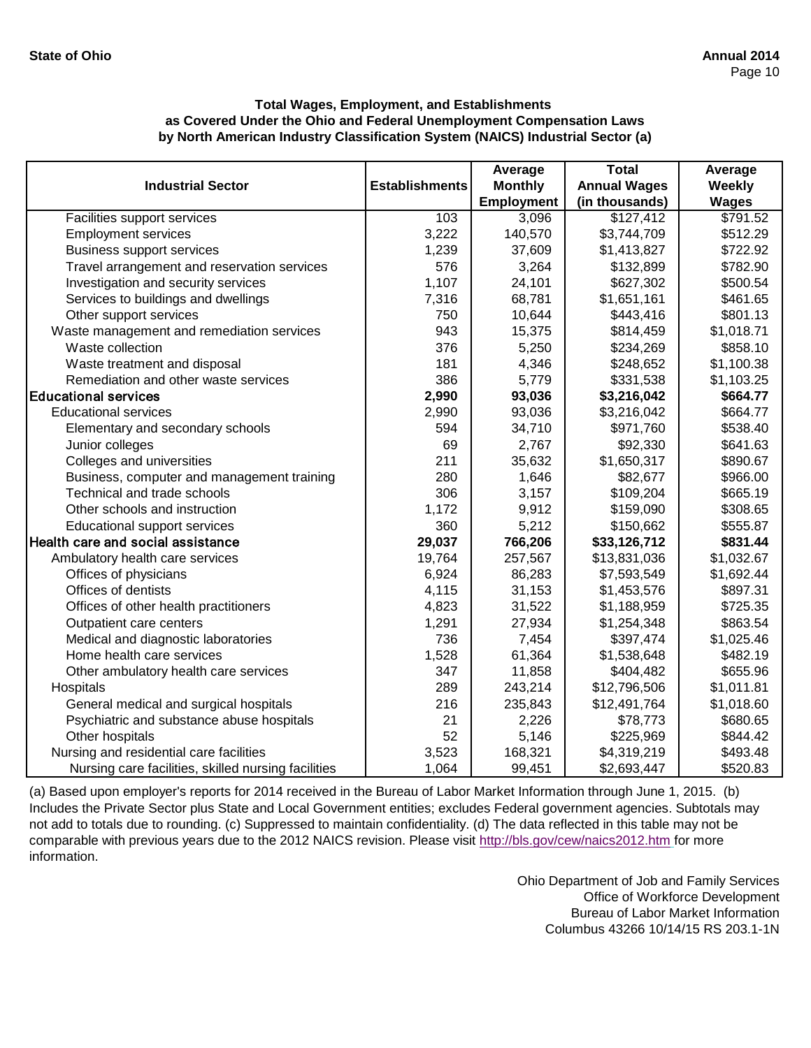State of Ohio — Annual 2014

**Total Wages, Employment, and Establishments as Covered Under the Ohio and Federal Unemployment Compensation Laws by North American Industry Classification System (NAICS) Industrial Sector (a)**

| Industrial Sector | Establishments | Average Monthly Employment | Total Annual Wages (in thousands) | Average Weekly Wages |
|---|---|---|---|---|
| Facilities support services | 103 | 3,096 | $127,412 | $791.52 |
| Employment services | 3,222 | 140,570 | $3,744,709 | $512.29 |
| Business support services | 1,239 | 37,609 | $1,413,827 | $722.92 |
| Travel arrangement and reservation services | 576 | 3,264 | $132,899 | $782.90 |
| Investigation and security services | 1,107 | 24,101 | $627,302 | $500.54 |
| Services to buildings and dwellings | 7,316 | 68,781 | $1,651,161 | $461.65 |
| Other support services | 750 | 10,644 | $443,416 | $801.13 |
| Waste management and remediation services | 943 | 15,375 | $814,459 | $1,018.71 |
| Waste collection | 376 | 5,250 | $234,269 | $858.10 |
| Waste treatment and disposal | 181 | 4,346 | $248,652 | $1,100.38 |
| Remediation and other waste services | 386 | 5,779 | $331,538 | $1,103.25 |
| **Educational services** | **2,990** | **93,036** | **$3,216,042** | **$664.77** |
| Educational services | 2,990 | 93,036 | $3,216,042 | $664.77 |
| Elementary and secondary schools | 594 | 34,710 | $971,760 | $538.40 |
| Junior colleges | 69 | 2,767 | $92,330 | $641.63 |
| Colleges and universities | 211 | 35,632 | $1,650,317 | $890.67 |
| Business, computer and management training | 280 | 1,646 | $82,677 | $966.00 |
| Technical and trade schools | 306 | 3,157 | $109,204 | $665.19 |
| Other schools and instruction | 1,172 | 9,912 | $159,090 | $308.65 |
| Educational support services | 360 | 5,212 | $150,662 | $555.87 |
| **Health care and social assistance** | **29,037** | **766,206** | **$33,126,712** | **$831.44** |
| Ambulatory health care services | 19,764 | 257,567 | $13,831,036 | $1,032.67 |
| Offices of physicians | 6,924 | 86,283 | $7,593,549 | $1,692.44 |
| Offices of dentists | 4,115 | 31,153 | $1,453,576 | $897.31 |
| Offices of other health practitioners | 4,823 | 31,522 | $1,188,959 | $725.35 |
| Outpatient care centers | 1,291 | 27,934 | $1,254,348 | $863.54 |
| Medical and diagnostic laboratories | 736 | 7,454 | $397,474 | $1,025.46 |
| Home health care services | 1,528 | 61,364 | $1,538,648 | $482.19 |
| Other ambulatory health care services | 347 | 11,858 | $404,482 | $655.96 |
| Hospitals | 289 | 243,214 | $12,796,506 | $1,011.81 |
| General medical and surgical hospitals | 216 | 235,843 | $12,491,764 | $1,018.60 |
| Psychiatric and substance abuse hospitals | 21 | 2,226 | $78,773 | $680.65 |
| Other hospitals | 52 | 5,146 | $225,969 | $844.42 |
| Nursing and residential care facilities | 3,523 | 168,321 | $4,319,219 | $493.48 |
| Nursing care facilities, skilled nursing facilities | 1,064 | 99,451 | $2,693,447 | $520.83 |

(a) Based upon employer's reports for 2014 received in the Bureau of Labor Market Information through June 1, 2015. (b) Includes the Private Sector plus State and Local Government entities; excludes Federal government agencies. Subtotals may not add to totals due to rounding. (c) Suppressed to maintain confidentiality. (d) The data reflected in this table may not be comparable with previous years due to the 2012 NAICS revision. Please visit http://bls.gov/cew/naics2012.htm for more information.

Ohio Department of Job and Family Services
Office of Workforce Development
Bureau of Labor Market Information
Columbus 43266 10/14/15 RS 203.1-1N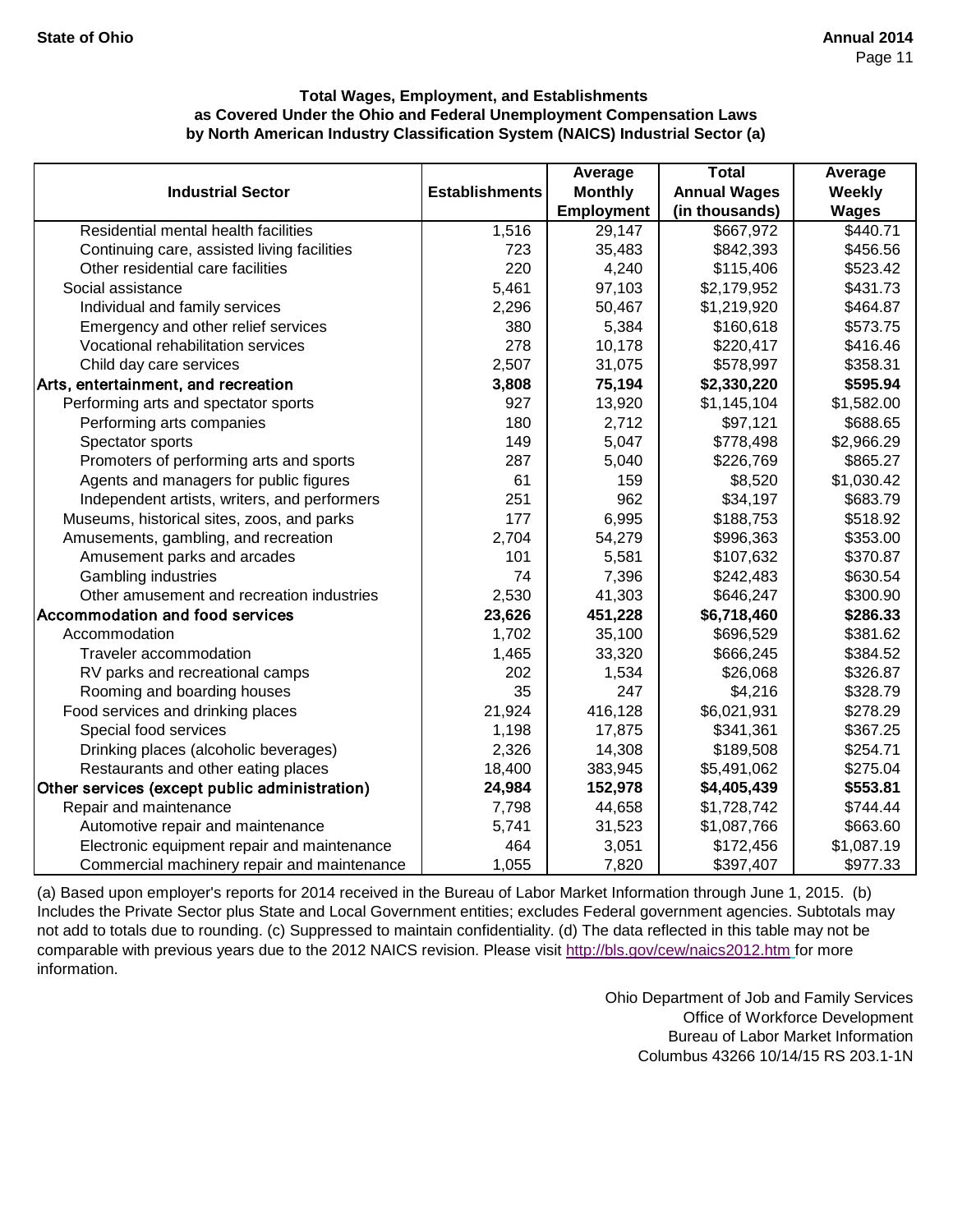### Total Wages, Employment, and Establishments as Covered Under the Ohio and Federal Unemployment Compensation Laws by North American Industry Classification System (NAICS) Industrial Sector (a)

| Industrial Sector | Establishments | Average Monthly Employment | Total Annual Wages (in thousands) | Average Weekly Wages |
|---|---|---|---|---|
| Residential mental health facilities | 1,516 | 29,147 | $667,972 | $440.71 |
| Continuing care, assisted living facilities | 723 | 35,483 | $842,393 | $456.56 |
| Other residential care facilities | 220 | 4,240 | $115,406 | $523.42 |
| Social assistance | 5,461 | 97,103 | $2,179,952 | $431.73 |
| Individual and family services | 2,296 | 50,467 | $1,219,920 | $464.87 |
| Emergency and other relief services | 380 | 5,384 | $160,618 | $573.75 |
| Vocational rehabilitation services | 278 | 10,178 | $220,417 | $416.46 |
| Child day care services | 2,507 | 31,075 | $578,997 | $358.31 |
| **Arts, entertainment, and recreation** | **3,808** | **75,194** | **$2,330,220** | **$595.94** |
| Performing arts and spectator sports | 927 | 13,920 | $1,145,104 | $1,582.00 |
| Performing arts companies | 180 | 2,712 | $97,121 | $688.65 |
| Spectator sports | 149 | 5,047 | $778,498 | $2,966.29 |
| Promoters of performing arts and sports | 287 | 5,040 | $226,769 | $865.27 |
| Agents and managers for public figures | 61 | 159 | $8,520 | $1,030.42 |
| Independent artists, writers, and performers | 251 | 962 | $34,197 | $683.79 |
| Museums, historical sites, zoos, and parks | 177 | 6,995 | $188,753 | $518.92 |
| Amusements, gambling, and recreation | 2,704 | 54,279 | $996,363 | $353.00 |
| Amusement parks and arcades | 101 | 5,581 | $107,632 | $370.87 |
| Gambling industries | 74 | 7,396 | $242,483 | $630.54 |
| Other amusement and recreation industries | 2,530 | 41,303 | $646,247 | $300.90 |
| **Accommodation and food services** | **23,626** | **451,228** | **$6,718,460** | **$286.33** |
| Accommodation | 1,702 | 35,100 | $696,529 | $381.62 |
| Traveler accommodation | 1,465 | 33,320 | $666,245 | $384.52 |
| RV parks and recreational camps | 202 | 1,534 | $26,068 | $326.87 |
| Rooming and boarding houses | 35 | 247 | $4,216 | $328.79 |
| Food services and drinking places | 21,924 | 416,128 | $6,021,931 | $278.29 |
| Special food services | 1,198 | 17,875 | $341,361 | $367.25 |
| Drinking places (alcoholic beverages) | 2,326 | 14,308 | $189,508 | $254.71 |
| Restaurants and other eating places | 18,400 | 383,945 | $5,491,062 | $275.04 |
| **Other services (except public administration)** | **24,984** | **152,978** | **$4,405,439** | **$553.81** |
| Repair and maintenance | 7,798 | 44,658 | $1,728,742 | $744.44 |
| Automotive repair and maintenance | 5,741 | 31,523 | $1,087,766 | $663.60 |
| Electronic equipment repair and maintenance | 464 | 3,051 | $172,456 | $1,087.19 |
| Commercial machinery repair and maintenance | 1,055 | 7,820 | $397,407 | $977.33 |

(a) Based upon employer's reports for 2014 received in the Bureau of Labor Market Information through June 1, 2015. (b) Includes the Private Sector plus State and Local Government entities; excludes Federal government agencies. Subtotals may not add to totals due to rounding. (c) Suppressed to maintain confidentiality. (d) The data reflected in this table may not be comparable with previous years due to the 2012 NAICS revision. Please visit http://bls.gov/cew/naics2012.htm for more information.

Ohio Department of Job and Family Services
Office of Workforce Development
Bureau of Labor Market Information
Columbus 43266 10/14/15 RS 203.1-1N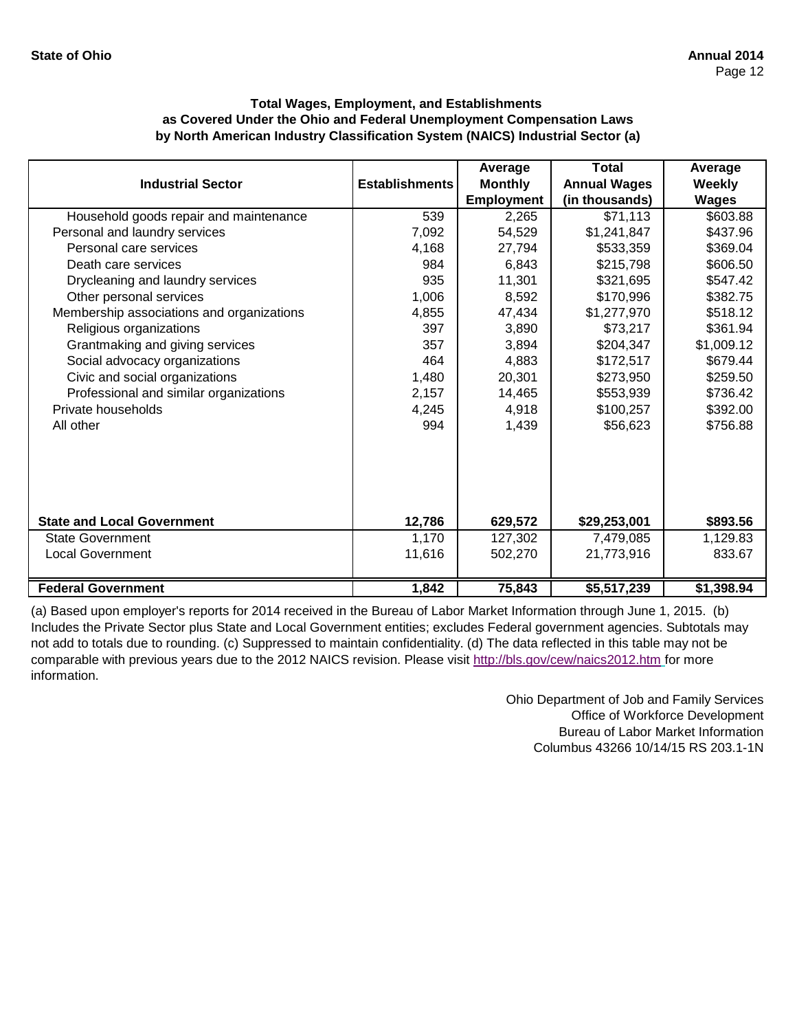**Total Wages, Employment, and Establishments as Covered Under the Ohio and Federal Unemployment Compensation Laws by North American Industry Classification System (NAICS) Industrial Sector (a)**

| Industrial Sector | Establishments | Average Monthly Employment | Total Annual Wages (in thousands) | Average Weekly Wages |
|---|---|---|---|---|
| Household goods repair and maintenance | 539 | 2,265 | $71,113 | $603.88 |
| Personal and laundry services | 7,092 | 54,529 | $1,241,847 | $437.96 |
| Personal care services | 4,168 | 27,794 | $533,359 | $369.04 |
| Death care services | 984 | 6,843 | $215,798 | $606.50 |
| Drycleaning and laundry services | 935 | 11,301 | $321,695 | $547.42 |
| Other personal services | 1,006 | 8,592 | $170,996 | $382.75 |
| Membership associations and organizations | 4,855 | 47,434 | $1,277,970 | $518.12 |
| Religious organizations | 397 | 3,890 | $73,217 | $361.94 |
| Grantmaking and giving services | 357 | 3,894 | $204,347 | $1,009.12 |
| Social advocacy organizations | 464 | 4,883 | $172,517 | $679.44 |
| Civic and social organizations | 1,480 | 20,301 | $273,950 | $259.50 |
| Professional and similar organizations | 2,157 | 14,465 | $553,939 | $736.42 |
| Private households | 4,245 | 4,918 | $100,257 | $392.00 |
| All other | 994 | 1,439 | $56,623 | $756.88 |
| **State and Local Government** | **12,786** | **629,572** | **$29,253,001** | **$893.56** |
| State Government | 1,170 | 127,302 | 7,479,085 | 1,129.83 |
| Local Government | 11,616 | 502,270 | 21,773,916 | 833.67 |
| **Federal Government** | **1,842** | **75,843** | **$5,517,239** | **$1,398.94** |

(a) Based upon employer's reports for 2014 received in the Bureau of Labor Market Information through June 1, 2015. (b) Includes the Private Sector plus State and Local Government entities; excludes Federal government agencies. Subtotals may not add to totals due to rounding. (c) Suppressed to maintain confidentiality. (d) The data reflected in this table may not be comparable with previous years due to the 2012 NAICS revision. Please visit http://bls.gov/cew/naics2012.htm for more information.

Ohio Department of Job and Family Services
Office of Workforce Development
Bureau of Labor Market Information
Columbus 43266 10/14/15 RS 203.1-1N